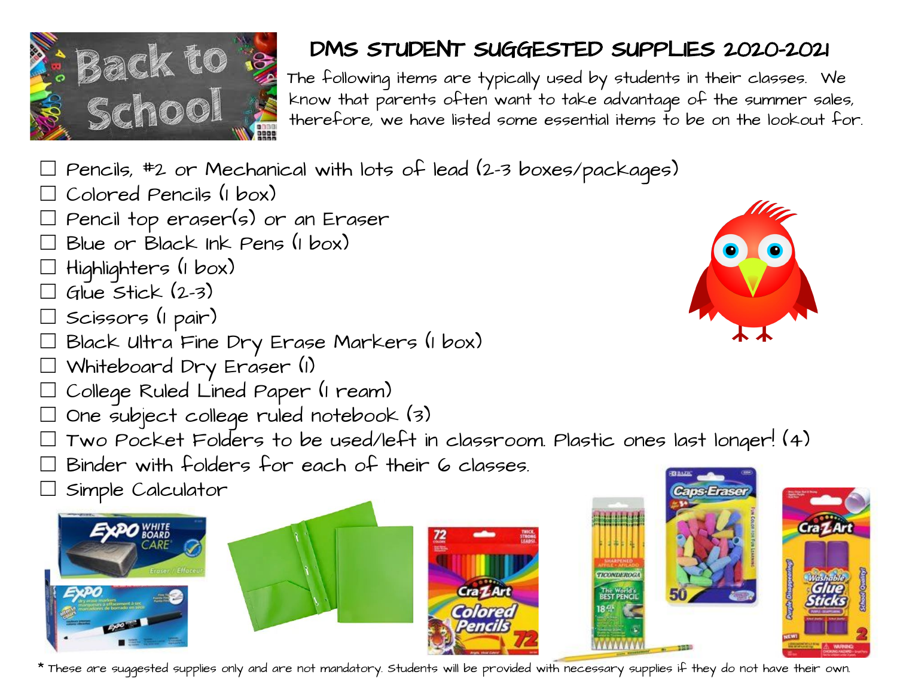# DMS STUDENT SUGGESTED SUPPLIES 2020-2021

The following items are typically used by students in their classes. We know that parents often want to take advantage of the summer sales, therefore, we have listed some essential items to be on the lookout for.

- ☐ Pencils, #2 or Mechanical with lots of lead (2-3 boxes/packages)
- ☐ Colored Pencils (1 box)
- ☐ Pencil top eraser(s) or an Eraser
- ☐ Blue or Black Ink Pens (1 box)
- ☐ Highlighters (1 box)
- ☐ Glue Stick (2-3)
- ☐ Scissors (1 pair)
- ☐ Black Ultra Fine Dry Erase Markers (1 box)
- ☐ Whiteboard Dry Eraser (1)
- ☐ College Ruled Lined Paper (1 ream)
- ☐ One subject college ruled notebook (3)
- ☐ Two Pocket Folders to be used/left in classroom. Plastic ones last longer! (4)
- ☐ Binder with folders for each of their 6 classes.
- ☐ Simple Calculator

* These are suggested supplies only and are not mandatory. Students will be provided with necessary supplies if they do not have their own.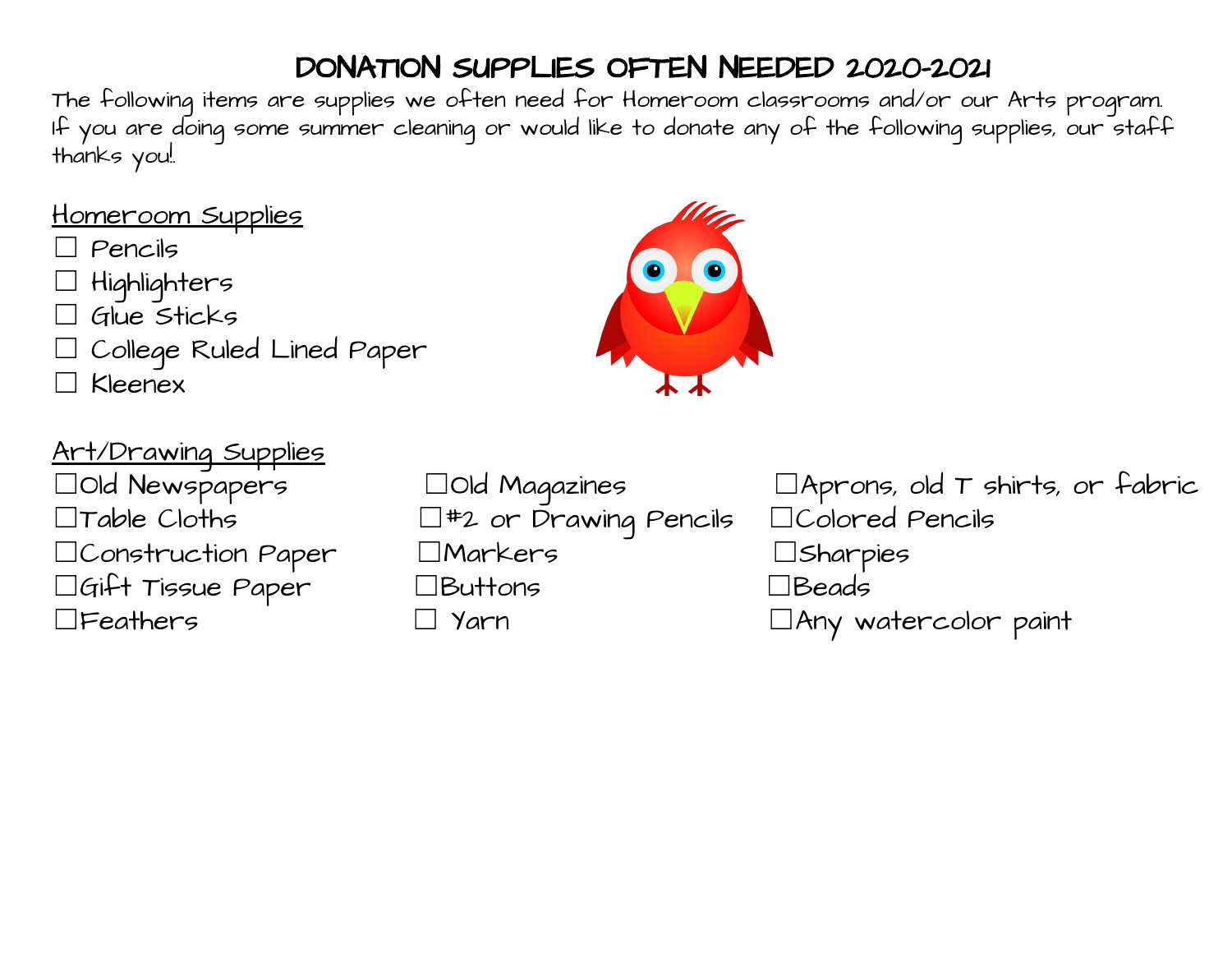# DONATION SUPPLIES OFTEN NEEDED 2020-2021

The following items are supplies we often need for Homeroom classrooms and/or our Arts program. If you are doing some summer cleaning or would like to donate any of the following supplies, our staff thanks you!.

<u>Homeroom Supplies</u>

☐ Pencils
☐ Highlighters
☐ Glue Sticks
☐ College Ruled Lined Paper
☐ Kleenex

<u>Art/Drawing Supplies</u>

☐Old Newspapers
☐Table Cloths
☐Construction Paper
☐Gift Tissue Paper
☐Feathers
☐Old Magazines
☐#2 or Drawing Pencils
☐Markers
☐Buttons
☐ Yarn
☐Aprons, old T shirts, or fabric
☐Colored Pencils
☐Sharpies
☐Beads
☐Any watercolor paint